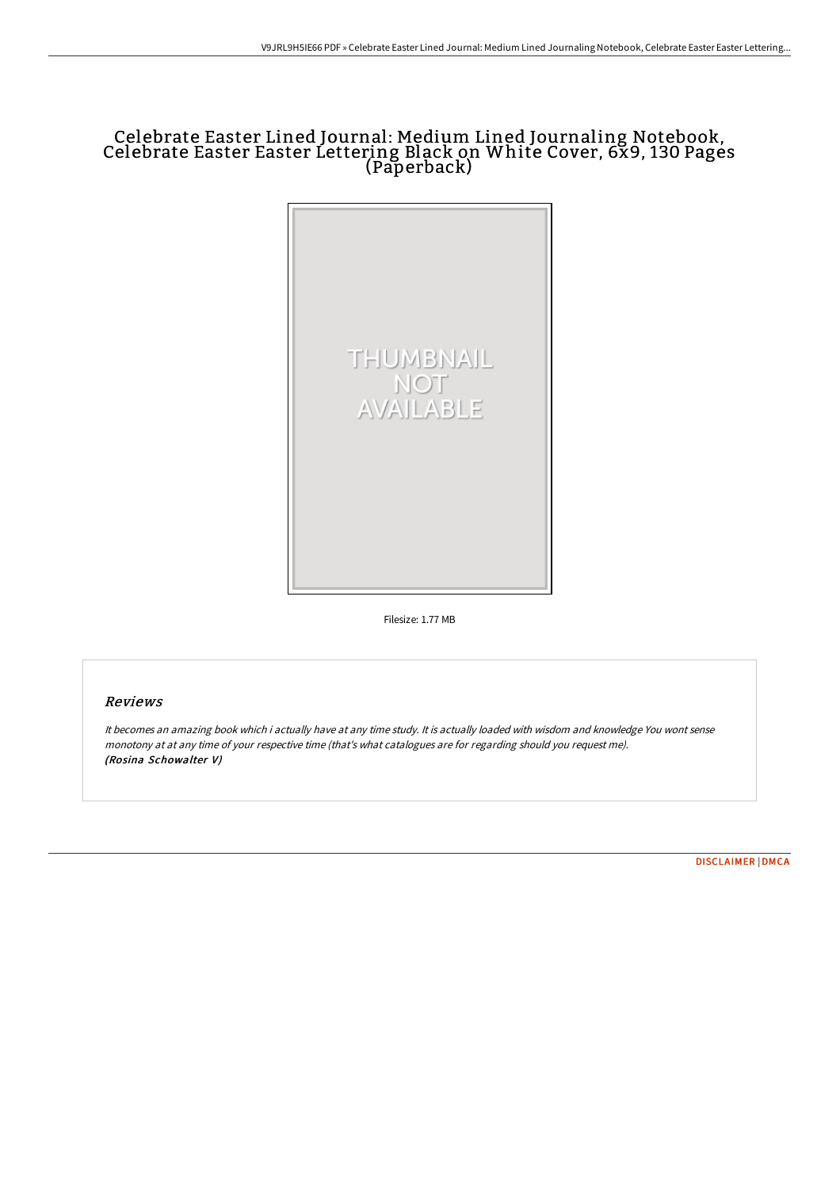# Celebrate Easter Lined Journal: Medium Lined Journaling Notebook, Celebrate Easter Easter Lettering Black on White Cover, 6x9, 130 Pages (Paperback)

Filesize: 1.77 MB

## Reviews

*It becomes an amazing book which i actually have at any time study. It is actually loaded with wisdom and knowledge You wont sense monotony at at any time of your respective time (that's what catalogues are for regarding should you request me).*
***(Rosina Schowalter V)***

DISCLAIMER | DMCA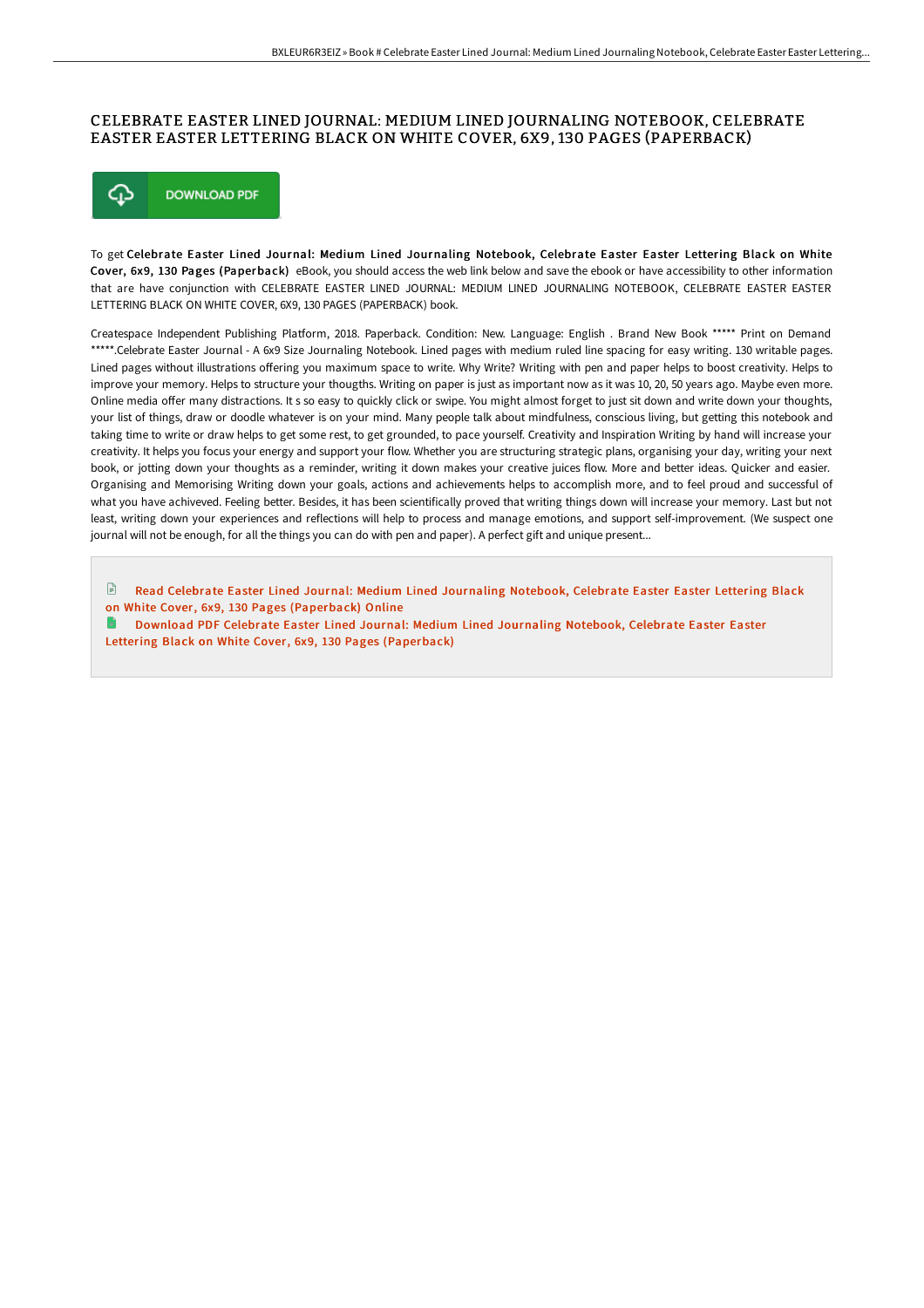# CELEBRATE EASTER LINED JOURNAL: MEDIUM LINED JOURNALING NOTEBOOK, CELEBRATE EASTER EASTER LETTERING BLACK ON WHITE COVER, 6X9, 130 PAGES (PAPERBACK)

DOWNLOAD PDF

To get **Celebrate Easter Lined Journal: Medium Lined Journaling Notebook, Celebrate Easter Easter Lettering Black on White Cover, 6x9, 130 Pages (Paperback)** eBook, you should access the web link below and save the ebook or have accessibility to other information that are have conjunction with CELEBRATE EASTER LINED JOURNAL: MEDIUM LINED JOURNALING NOTEBOOK, CELEBRATE EASTER EASTER LETTERING BLACK ON WHITE COVER, 6X9, 130 PAGES (PAPERBACK) book.

Createspace Independent Publishing Platform, 2018. Paperback. Condition: New. Language: English . Brand New Book ***** Print on Demand *****.Celebrate Easter Journal - A 6x9 Size Journaling Notebook. Lined pages with medium ruled line spacing for easy writing. 130 writable pages. Lined pages without illustrations offering you maximum space to write. Why Write? Writing with pen and paper helps to boost creativity. Helps to improve your memory. Helps to structure your thougths. Writing on paper is just as important now as it was 10, 20, 50 years ago. Maybe even more. Online media offer many distractions. It s so easy to quickly click or swipe. You might almost forget to just sit down and write down your thoughts, your list of things, draw or doodle whatever is on your mind. Many people talk about mindfulness, conscious living, but getting this notebook and taking time to write or draw helps to get some rest, to get grounded, to pace yourself. Creativity and Inspiration Writing by hand will increase your creativity. It helps you focus your energy and support your flow. Whether you are structuring strategic plans, organising your day, writing your next book, or jotting down your thoughts as a reminder, writing it down makes your creative juices flow. More and better ideas. Quicker and easier. Organising and Memorising Writing down your goals, actions and achievements helps to accomplish more, and to feel proud and successful of what you have achiveved. Feeling better. Besides, it has been scientifically proved that writing things down will increase your memory. Last but not least, writing down your experiences and reflections will help to process and manage emotions, and support self-improvement. (We suspect one journal will not be enough, for all the things you can do with pen and paper). A perfect gift and unique present...

Read Celebrate Easter Lined Journal: Medium Lined Journaling Notebook, Celebrate Easter Easter Lettering Black on White Cover, 6x9, 130 Pages (Paperback) Online

Download PDF Celebrate Easter Lined Journal: Medium Lined Journaling Notebook, Celebrate Easter Easter Lettering Black on White Cover, 6x9, 130 Pages (Paperback)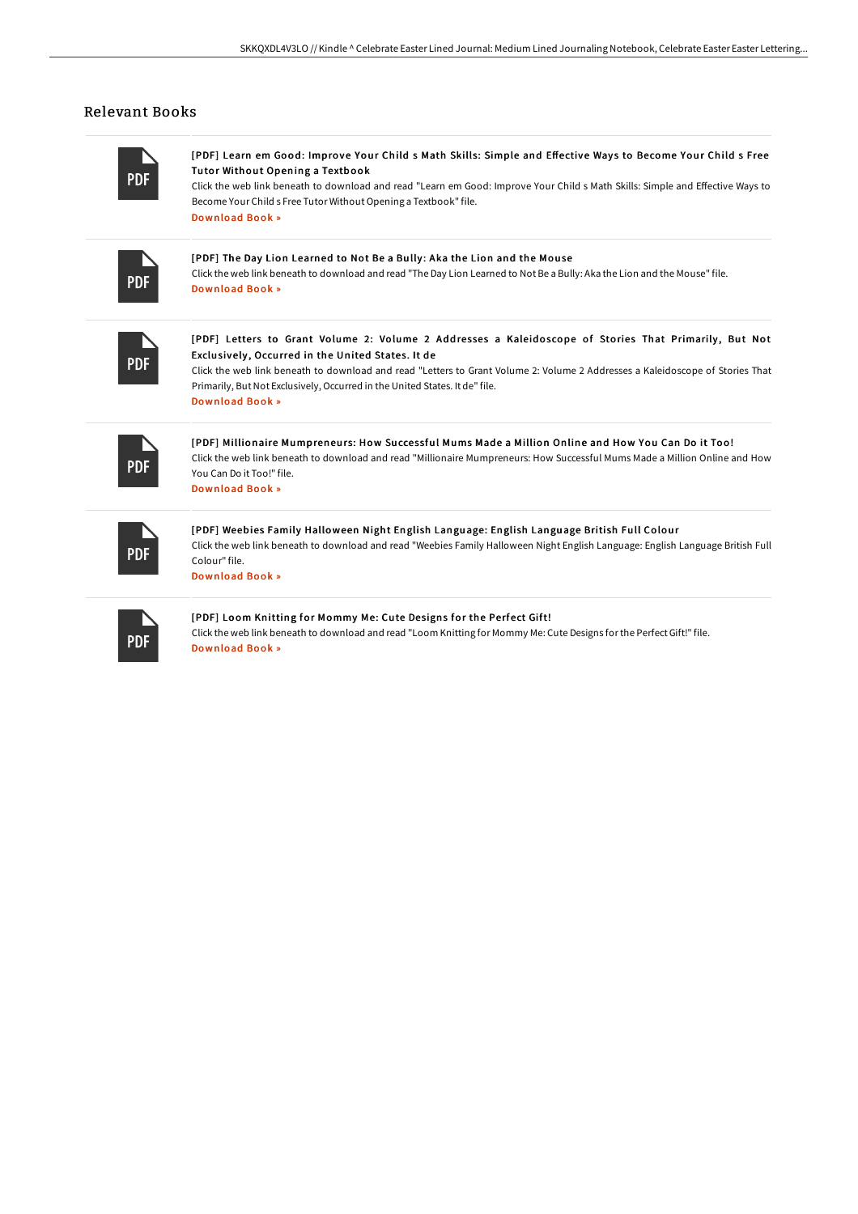## Relevant Books

[PDF] Learn em Good: Improve Your Child s Math Skills: Simple and Effective Ways to Become Your Child s Free Tutor Without Opening a Textbook

Click the web link beneath to download and read "Learn em Good: Improve Your Child s Math Skills: Simple and Effective Ways to Become Your Child s Free Tutor Without Opening a Textbook" file.

Download Book »

[PDF] The Day Lion Learned to Not Be a Bully: Aka the Lion and the Mouse

Click the web link beneath to download and read "The Day Lion Learned to Not Be a Bully: Aka the Lion and the Mouse" file.

Download Book »

[PDF] Letters to Grant Volume 2: Volume 2 Addresses a Kaleidoscope of Stories That Primarily, But Not Exclusively, Occurred in the United States. It de

Click the web link beneath to download and read "Letters to Grant Volume 2: Volume 2 Addresses a Kaleidoscope of Stories That Primarily, But Not Exclusively, Occurred in the United States. It de" file.

Download Book »

[PDF] Millionaire Mumpreneurs: How Successful Mums Made a Million Online and How You Can Do it Too!

Click the web link beneath to download and read "Millionaire Mumpreneurs: How Successful Mums Made a Million Online and How You Can Do it Too!" file.

Download Book »

[PDF] Weebies Family Halloween Night English Language: English Language British Full Colour

Click the web link beneath to download and read "Weebies Family Halloween Night English Language: English Language British Full Colour" file.

Download Book »

[PDF] Loom Knitting for Mommy Me: Cute Designs for the Perfect Gift!

Click the web link beneath to download and read "Loom Knitting for Mommy Me: Cute Designs for the Perfect Gift!" file.

Download Book »